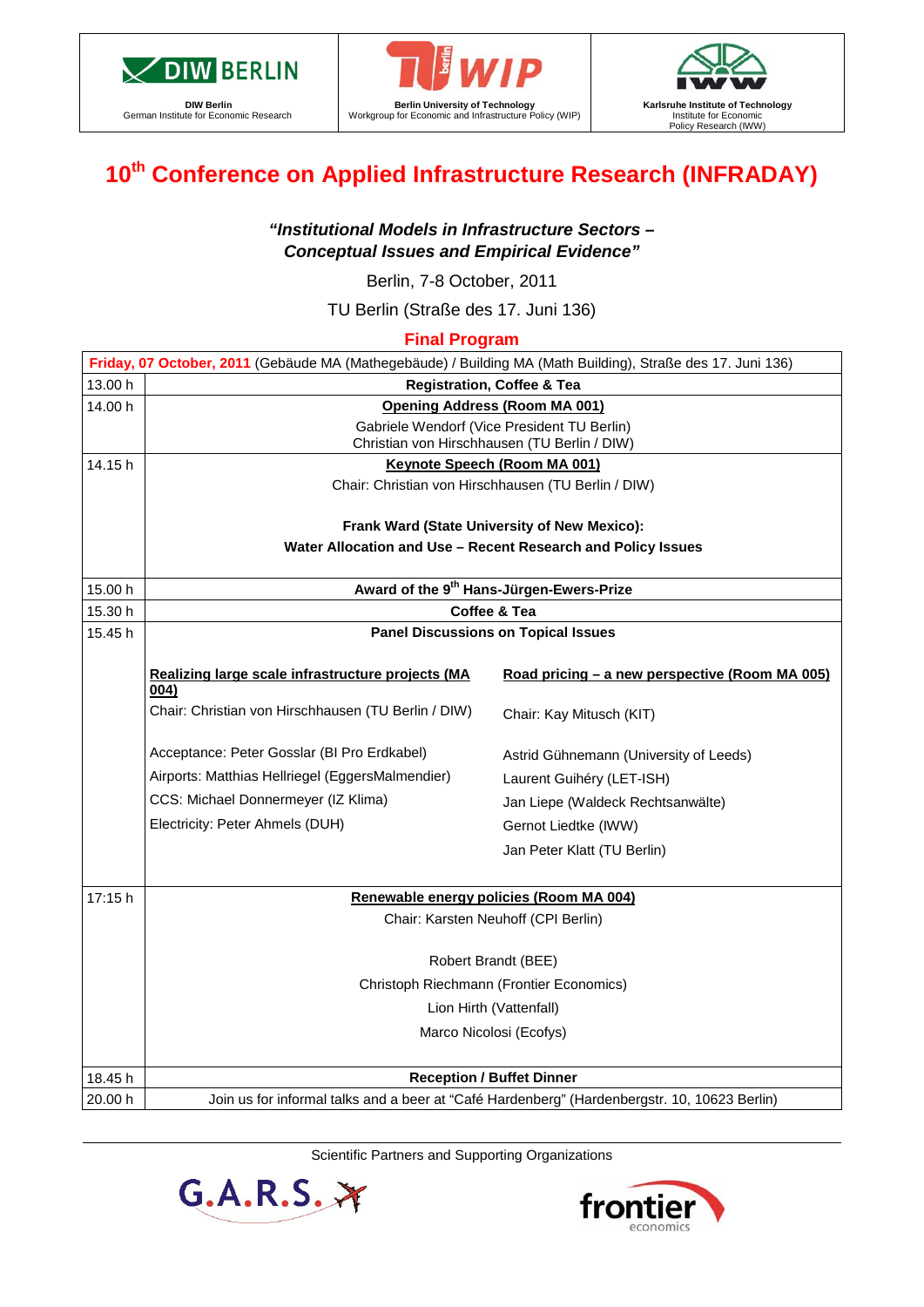| DIW Berlin German Institute for Economic Research | Berlin University of Technology Workgroup for Economic and Infrastructure Policy (WIP) | Karlsruhe Institute of Technology Institute for Economic Policy Research (IWW) |
|---|---|---|

# 10th Conference on Applied Infrastructure Research (INFRADAY)

***"Institutional Models in Infrastructure Sectors – Conceptual Issues and Empirical Evidence"***

Berlin, 7-8 October, 2011

TU Berlin (Straße des 17. Juni 136)

## Final Program

| **Friday, 07 October, 2011** (Gebäude MA (Mathegebäude) / Building MA (Math Building), Straße des 17. Juni 136) | |
|---|---|
| 13.00 h | **Registration, Coffee & Tea** |
| 14.00 h | **Opening Address (Room MA 001)**<br>Gabriele Wendorf (Vice President TU Berlin)<br>Christian von Hirschhausen (TU Berlin / DIW) |
| 14.15 h | **Keynote Speech (Room MA 001)**<br>Chair: Christian von Hirschhausen (TU Berlin / DIW)<br><br>**Frank Ward (State University of New Mexico):**<br>**Water Allocation and Use – Recent Research and Policy Issues** |
| 15.00 h | **Award of the 9th Hans-Jürgen-Ewers-Prize** |
| 15.30 h | **Coffee & Tea** |
| 15.45 h | **Panel Discussions on Topical Issues**<br><br>**Realizing large scale infrastructure projects (MA 004)**<br>Chair: Christian von Hirschhausen (TU Berlin / DIW)<br>Acceptance: Peter Gosslar (BI Pro Erdkabel)<br>Airports: Matthias Hellriegel (EggersMalmendier)<br>CCS: Michael Donnermeyer (IZ Klima)<br>Electricity: Peter Ahmels (DUH)<br><br>**Road pricing – a new perspective (Room MA 005)**<br>Chair: Kay Mitusch (KIT)<br>Astrid Gühnemann (University of Leeds)<br>Laurent Guihéry (LET-ISH)<br>Jan Liepe (Waldeck Rechtsanwälte)<br>Gernot Liedtke (IWW)<br>Jan Peter Klatt (TU Berlin) |
| 17:15 h | **Renewable energy policies (Room MA 004)**<br>Chair: Karsten Neuhoff (CPI Berlin)<br><br>Robert Brandt (BEE)<br>Christoph Riechmann (Frontier Economics)<br>Lion Hirth (Vattenfall)<br>Marco Nicolosi (Ecofys) |
| 18.45 h | **Reception / Buffet Dinner** |
| 20.00 h | Join us for informal talks and a beer at "Café Hardenberg" (Hardenbergstr. 10, 10623 Berlin) |

Scientific Partners and Supporting Organizations

G.A.R.S. frontier economics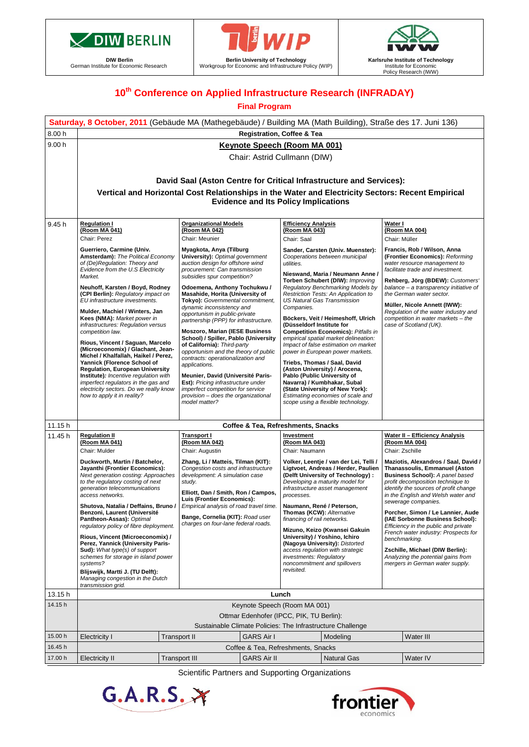DIW Berlin
German Institute for Economic Research

Berlin University of Technology
Workgroup for Economic and Infrastructure Policy (WIP)

Karlsruhe Institute of Technology
Institute for Economic Policy Research (IWW)

# 10th Conference on Applied Infrastructure Research (INFRADAY)

## Final Program

**Saturday, 8 October, 2011** (Gebäude MA (Mathegebäude) / Building MA (Math Building), Straße des 17. Juni 136)

**8.00 h** — Registration, Coffee & Tea

**9.00 h** — **Keynote Speech (Room MA 001)**

Chair: Astrid Cullmann (DIW)

**David Saal (Aston Centre for Critical Infrastructure and Services):**
**Vertical and Horizontal Cost Relationships in the Water and Electricity Sectors: Recent Empirical Evidence and Its Policy Implications**

### 9.45 h

**Regulation I (Room MA 041)**
Chair: Perez

- **Guerriero, Carmine (Univ. Amsterdam):** *The Political Economy of (De)Regulation: Theory and Evidence from the U.S Electricity Market.*
- **Neuhoff, Karsten / Boyd, Rodney (CPI Berlin):** *Regulatory impact on EU infrastructure investments.*
- **Mulder, Machiel / Winters, Jan Kees (NMA):** *Market power in infrastructures: Regulation versus competition law.*
- **Rious, Vincent / Saguan, Marcelo (Microeconomix) / Glachant, Jean-Michel / Khalfallah, Haikel / Perez, Yannick (Florence School of Regulation, European University Institute):** *Incentive regulation with imperfect regulators in the gas and electricity sectors. Do we really know how to apply it in reality?*

**Organizational Models (Room MA 042)**
Chair: Meunier

- **Myagkota, Anya (Tilburg University):** *Optimal government auction design for offshore wind procurement: Can transmission subsidies spur competition?*
- **Odoemena, Anthony Tochukwu / Masahide, Horita (University of Tokyo):** *Governmental commitment, dynamic inconsistency and opportunism in public-private partnership (PPP) for infrastructure.*
- **Moszoro, Marian (IESE Business School) / Spiller, Pablo (University of California):** *Third-party opportunism and the theory of public contracts: operationalization and applications.*
- **Meunier, David (Université Paris-Est):** *Pricing infrastructure under imperfect competition for service provision – does the organizational model matter?*

**Efficiency Analysis (Room MA 043)**
Chair: Saal

- **Sander, Carsten (Univ. Muenster):** *Cooperations between municipal utilities.*
- **Nieswand, Maria / Neumann Anne / Torben Schubert (DIW):** *Improving Regulatory Benchmarking Models by Restriction Tests: An Application to US Natural Gas Transmission Companies.*
- **Böckers, Veit / Heimeshoff, Ulrich (Düsseldorf Institute for Competition Economics):** *Pitfalls in empirical spatial market delineation: Impact of false estimation on market power in European power markets.*
- **Triebs, Thomas / Saal, David (Aston University) / Arocena, Pablo (Public University of Navarra) / Kumbhakar, Subal (State University of New York):** *Estimating economies of scale and scope using a flexible technology.*

**Water I (Room MA 004)**
Chair: Müller

- **Francis, Rob / Wilson, Anna (Frontier Economics):** *Reforming water resource management to facilitate trade and investment.*
- **Rehberg, Jörg (BDEW):** *Customers' balance – a transparency initiative of the German water sector.*
- **Müller, Nicole Annett (IWW):** *Regulation of the water industry and competition in water markets – the case of Scotland (UK).*

**11.15 h** — Coffee & Tea, Refreshments, Snacks

### 11.45 h

**Regulation II (Room MA 041)**
Chair: Mulder

- **Duckworth, Martin / Batchelor, Jayanthi (Frontier Economics):** *Next generation costing: Approaches to the regulatory costing of next generation telecommunications access networks.*
- **Shutova, Natalia / Deffains, Bruno / Benzoni, Laurent (Université Pantheon-Assas):** *Optimal regulatory policy of fibre deployment.*
- **Rious, Vincent (Microeconomix) / Perez, Yannick (University Paris-Sud):** *What type(s) of support schemes for storage in island power systems?*
- **Blijswijk, Martti J. (TU Delft):** *Managing congestion in the Dutch transmission grid.*

**Transport I (Room MA 042)**
Chair: Augustin

- **Zhang, Li / Matteis, Tilman (KIT):** *Congestion costs and infrastructure development: A simulation case study.*
- **Elliott, Dan / Smith, Ron / Campos, Luis (Frontier Economics):** *Empirical analysis of road travel time.*
- **Bange, Cornelia (KIT):** *Road user charges on four-lane federal roads.*

**Investment (Room MA 043)**
Chair: Naumann

- **Volker, Leentje / van der Lei, Telli / Ligtvoet, Andreas / Herder, Paulien (Delft University of Technology):** *Developing a maturity model for infrastructure asset management processes.*
- **Naumann, René / Peterson, Thomas (KCW):** *Alternative financing of rail networks.*
- **Mizuno, Keizo (Kwansei Gakuin University) / Yoshino, Ichiro (Nagoya University):** *Distorted access regulation with strategic investments: Regulatory noncommitment and spillovers revisited.*

**Water II – Efficiency Analysis (Room MA 004)**
Chair: Zschille

- **Maziotis, Alexandros / Saal, David / Thanassoulis, Emmanuel (Aston Business School):** *A panel based profit decomposition technique to identify the sources of profit change in the English and Welsh water and sewerage companies.*
- **Porcher, Simon / Le Lannier, Aude (IAE Sorbonne Business School):** *Efficiency in the public and private French water industry: Prospects for benchmarking.*
- **Zschille, Michael (DIW Berlin):** *Analyzing the potential gains from mergers in German water supply.*

**13.15 h** — Lunch

**14.15 h** — Keynote Speech (Room MA 001)
Ottmar Edenhofer (IPCC, PIK, TU Berlin):
Sustainable Climate Policies: The Infrastructure Challenge

| Time | | | | | |
|---|---|---|---|---|---|
| 15.00 h | Electricity I | Transport II | GARS Air I | Modeling | Water III |
| 16.45 h | Coffee & Tea, Refreshments, Snacks | | | | |
| 17.00 h | Electricity II | Transport III | GARS Air II | Natural Gas | Water IV |

Scientific Partners and Supporting Organizations

G.A.R.S.

frontier economics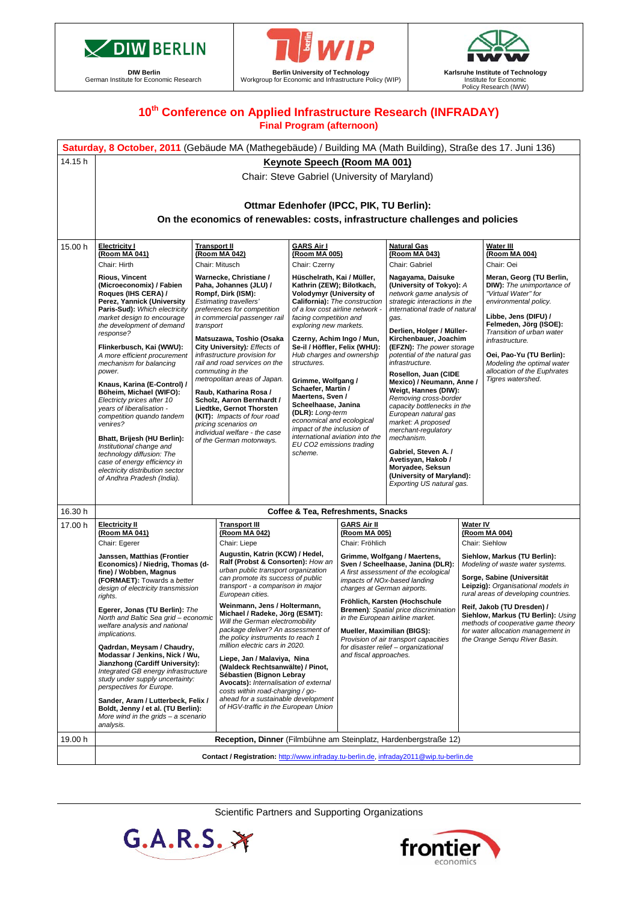DIW Berlin
German Institute for Economic Research

Berlin University of Technology
Workgroup for Economic and Infrastructure Policy (WIP)

Karlsruhe Institute of Technology
Institute for Economic Policy Research (IWW)

# 10th Conference on Applied Infrastructure Research (INFRADAY)

## Final Program (afternoon)

**Saturday, 8 October, 2011** (Gebäude MA (Mathegebäude) / Building MA (Math Building), Straße des 17. Juni 136)

### 14.15 h

**Keynote Speech (Room MA 001)**

Chair: Steve Gabriel (University of Maryland)

**Ottmar Edenhofer (IPCC, PIK, TU Berlin):**
**On the economics of renewables: costs, infrastructure challenges and policies**

### 15.00 h

| Electricity I (Room MA 041) | Transport II (Room MA 042) | GARS Air I (Room MA 005) | Natural Gas (Room MA 043) | Water III (Room MA 004) |
|---|---|---|---|---|
| Chair: Hirth | Chair: Mitusch | Chair: Czerny | Chair: Gabriel | Chair: Oei |
| **Rious, Vincent (Microeconomix) / Fabien Roques (IHS CERA) / Perez, Yannick (University Paris-Sud):** *Which electricity market design to encourage the development of demand response?* | **Warnecke, Christiane / Paha, Johannes (JLU) / Rompf, Dirk (ISM):** *Estimating travellers' preferences for competition in commercial passenger rail transport* | **Hüschelrath, Kai / Müller, Kathrin (ZEW); Bilotkach, Volodymyr (University of California):** *The construction of a low cost airline network - facing competition and exploring new markets.* | **Nagayama, Daisuke (University of Tokyo):** *A network game analysis of strategic interactions in the international trade of natural gas.* | **Meran, Georg (TU Berlin, DIW):** *The unimportance of "Virtual Water" for environmental policy.* |
| **Flinkerbusch, Kai (WWU):** *A more efficient procurement mechanism for balancing power.* | **Matsuzawa, Toshio (Osaka City University):** *Effects of infrastructure provision for rail and road services on the commuting in the metropolitan areas of Japan.* | **Czerny, Achim Ingo / Mun, Se-il / Höffler, Felix (WHU):** *Hub charges and ownership structures.* | **Derlien, Holger / Müller-Kirchenbauer, Joachim (EFZN):** *The power storage potential of the natural gas infrastructure.* | **Libbe, Jens (DIFU) / Felmeden, Jörg (ISOE):** *Transition of urban water infrastructure.* |
| **Knaus, Karina (E-Control) / Böheim, Michael (WIFO):** *Electricty prices after 10 years of liberalisation - competition quando tandem venires?* | **Raub, Katharina Rosa / Scholz, Aaron Bernhardt / Liedtke, Gernot Thorsten (KIT):** *Impacts of four road pricing scenarios on individual welfare - the case of the German motorways.* | **Grimme, Wolfgang / Schaefer, Martin / Maertens, Sven / Scheelhaase, Janina (DLR):** *Long-term economical and ecological impact of the inclusion of international aviation into the EU CO2 emissions trading scheme.* | **Rosellon, Juan (CIDE Mexico) / Neumann, Anne / Weigt, Hannes (DIW):** *Removing cross-border capacity bottlenecks in the European natural gas market: A proposed merchant-regulatory mechanism.* | **Oei, Pao-Yu (TU Berlin):** *Modeling the optimal water allocation of the Euphrates Tigres watershed.* |
| **Bhatt, Brijesh (HU Berlin):** *Institutional change and technology diffusion: The case of energy efficiency in electricity distribution sector of Andhra Pradesh (India).* | | | **Gabriel, Steven A. / Avetisyan, Hakob / Moryadee, Seksun (University of Maryland):** *Exporting US natural gas.* | |

### 16.30 h

**Coffee & Tea, Refreshments, Snacks**

### 17.00 h

| Electricity II (Room MA 041) | Transport III (Room MA 042) | GARS Air II (Room MA 005) | Water IV (Room MA 004) |
|---|---|---|---|
| Chair: Egerer | Chair: Liepe | Chair: Fröhlich | Chair: Siehlow |
| **Janssen, Matthias (Frontier Economics) / Niedrig, Thomas (d-fine) / Wobben, Magnus (FORMAET):** *Towards a better design of electricity transmission rights.* | **Augustin, Katrin (KCW) / Hedel, Ralf (Probst & Consorten):** *How an urban public transport organization can promote its success of public transport - a comparison in major European cities.* | **Grimme, Wolfgang / Maertens, Sven / Scheelhaase, Janina (DLR):** *A first assessment of the ecological impacts of NOx-based landing charges at German airports.* | **Siehlow, Markus (TU Berlin):** *Modeling of waste water systems.* |
| **Egerer, Jonas (TU Berlin):** *The North and Baltic Sea grid – economic welfare analysis and national implications.* | **Weinmann, Jens / Holtermann, Michael / Radeke, Jörg (ESMT):** *Will the German electromobility package deliver? An assessment of the policy instruments to reach 1 million electric cars in 2020.* | **Fröhlich, Karsten (Hochschule Bremen):** *Spatial price discrimination in the European airline market.* | **Sorge, Sabine (Universität Leipzig):** *Organisational models in rural areas of developing countries.* |
| **Qadrdan, Meysam / Chaudry, Modassar / Jenkins, Nick / Wu, Jianzhong (Cardiff University):** *Integrated GB energy infrastructure study under supply uncertainty: perspectives for Europe.* | **Liepe, Jan / Malaviya, Nina (Waldeck Rechtsanwälte) / Pinot, Sébastien (Bignon Lebray Avocats):** *Internalisation of external costs within road-charging / go-ahead for a sustainable development of HGV-traffic in the European Union* | **Mueller, Maximilian (BIGS):** *Provision of air transport capacities for disaster relief – organizational and fiscal approaches.* | **Reif, Jakob (TU Dresden) / Siehlow, Markus (TU Berlin):** *Using methods of cooperative game theory for water allocation management in the Orange Senqu River Basin.* |
| **Sander, Aram / Lutterbeck, Felix / Boldt, Jenny / et al. (TU Berlin):** *More wind in the grids – a scenario analysis.* | | | |

### 19.00 h

**Reception, Dinner** (Filmbühne am Steinplatz, Hardenbergstraße 12)

**Contact / Registration:** http://www.infraday.tu-berlin.de, infraday2011@wip.tu-berlin.de

Scientific Partners and Supporting Organizations

G.A.R.S.

frontier economics